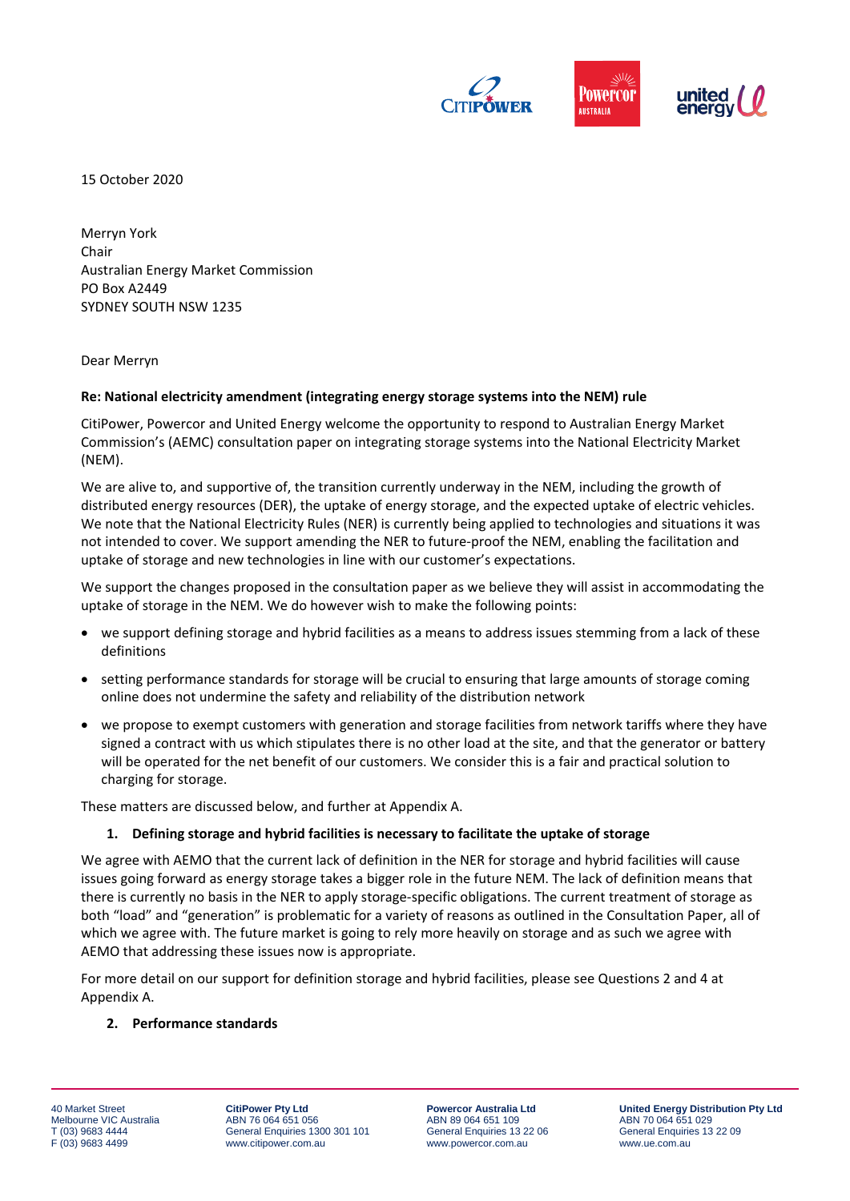15 October 2020

Merryn York
Chair
Australian Energy Market Commission
PO Box A2449
SYDNEY SOUTH NSW 1235

Dear Merryn

**Re: National electricity amendment (integrating energy storage systems into the NEM) rule**

CitiPower, Powercor and United Energy welcome the opportunity to respond to Australian Energy Market Commission's (AEMC) consultation paper on integrating storage systems into the National Electricity Market (NEM).

We are alive to, and supportive of, the transition currently underway in the NEM, including the growth of distributed energy resources (DER), the uptake of energy storage, and the expected uptake of electric vehicles. We note that the National Electricity Rules (NER) is currently being applied to technologies and situations it was not intended to cover. We support amending the NER to future-proof the NEM, enabling the facilitation and uptake of storage and new technologies in line with our customer's expectations.

We support the changes proposed in the consultation paper as we believe they will assist in accommodating the uptake of storage in the NEM. We do however wish to make the following points:

- we support defining storage and hybrid facilities as a means to address issues stemming from a lack of these definitions
- setting performance standards for storage will be crucial to ensuring that large amounts of storage coming online does not undermine the safety and reliability of the distribution network
- we propose to exempt customers with generation and storage facilities from network tariffs where they have signed a contract with us which stipulates there is no other load at the site, and that the generator or battery will be operated for the net benefit of our customers. We consider this is a fair and practical solution to charging for storage.

These matters are discussed below, and further at Appendix A.

1. **Defining storage and hybrid facilities is necessary to facilitate the uptake of storage**

We agree with AEMO that the current lack of definition in the NER for storage and hybrid facilities will cause issues going forward as energy storage takes a bigger role in the future NEM. The lack of definition means that there is currently no basis in the NER to apply storage-specific obligations. The current treatment of storage as both "load" and "generation" is problematic for a variety of reasons as outlined in the Consultation Paper, all of which we agree with. The future market is going to rely more heavily on storage and as such we agree with AEMO that addressing these issues now is appropriate.

For more detail on our support for definition storage and hybrid facilities, please see Questions 2 and 4 at Appendix A.

2. **Performance standards**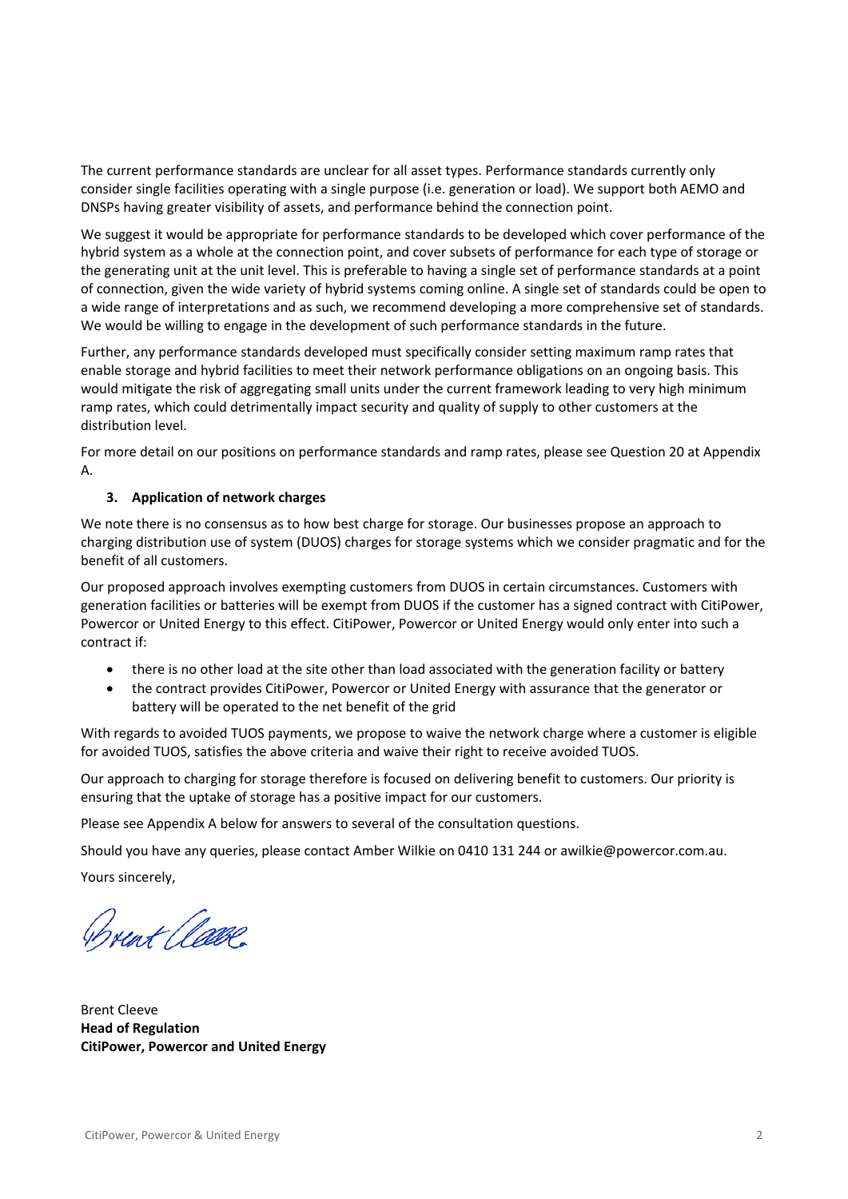The current performance standards are unclear for all asset types. Performance standards currently only consider single facilities operating with a single purpose (i.e. generation or load). We support both AEMO and DNSPs having greater visibility of assets, and performance behind the connection point.

We suggest it would be appropriate for performance standards to be developed which cover performance of the hybrid system as a whole at the connection point, and cover subsets of performance for each type of storage or the generating unit at the unit level. This is preferable to having a single set of performance standards at a point of connection, given the wide variety of hybrid systems coming online. A single set of standards could be open to a wide range of interpretations and as such, we recommend developing a more comprehensive set of standards. We would be willing to engage in the development of such performance standards in the future.

Further, any performance standards developed must specifically consider setting maximum ramp rates that enable storage and hybrid facilities to meet their network performance obligations on an ongoing basis. This would mitigate the risk of aggregating small units under the current framework leading to very high minimum ramp rates, which could detrimentally impact security and quality of supply to other customers at the distribution level.

For more detail on our positions on performance standards and ramp rates, please see Question 20 at Appendix A.

### 3. Application of network charges

We note there is no consensus as to how best charge for storage. Our businesses propose an approach to charging distribution use of system (DUOS) charges for storage systems which we consider pragmatic and for the benefit of all customers.

Our proposed approach involves exempting customers from DUOS in certain circumstances. Customers with generation facilities or batteries will be exempt from DUOS if the customer has a signed contract with CitiPower, Powercor or United Energy to this effect. CitiPower, Powercor or United Energy would only enter into such a contract if:

- there is no other load at the site other than load associated with the generation facility or battery
- the contract provides CitiPower, Powercor or United Energy with assurance that the generator or battery will be operated to the net benefit of the grid

With regards to avoided TUOS payments, we propose to waive the network charge where a customer is eligible for avoided TUOS, satisfies the above criteria and waive their right to receive avoided TUOS.

Our approach to charging for storage therefore is focused on delivering benefit to customers. Our priority is ensuring that the uptake of storage has a positive impact for our customers.

Please see Appendix A below for answers to several of the consultation questions.

Should you have any queries, please contact Amber Wilkie on 0410 131 244 or awilkie@powercor.com.au.

Yours sincerely,

Brent Cleeve
**Head of Regulation**
**CitiPower, Powercor and United Energy**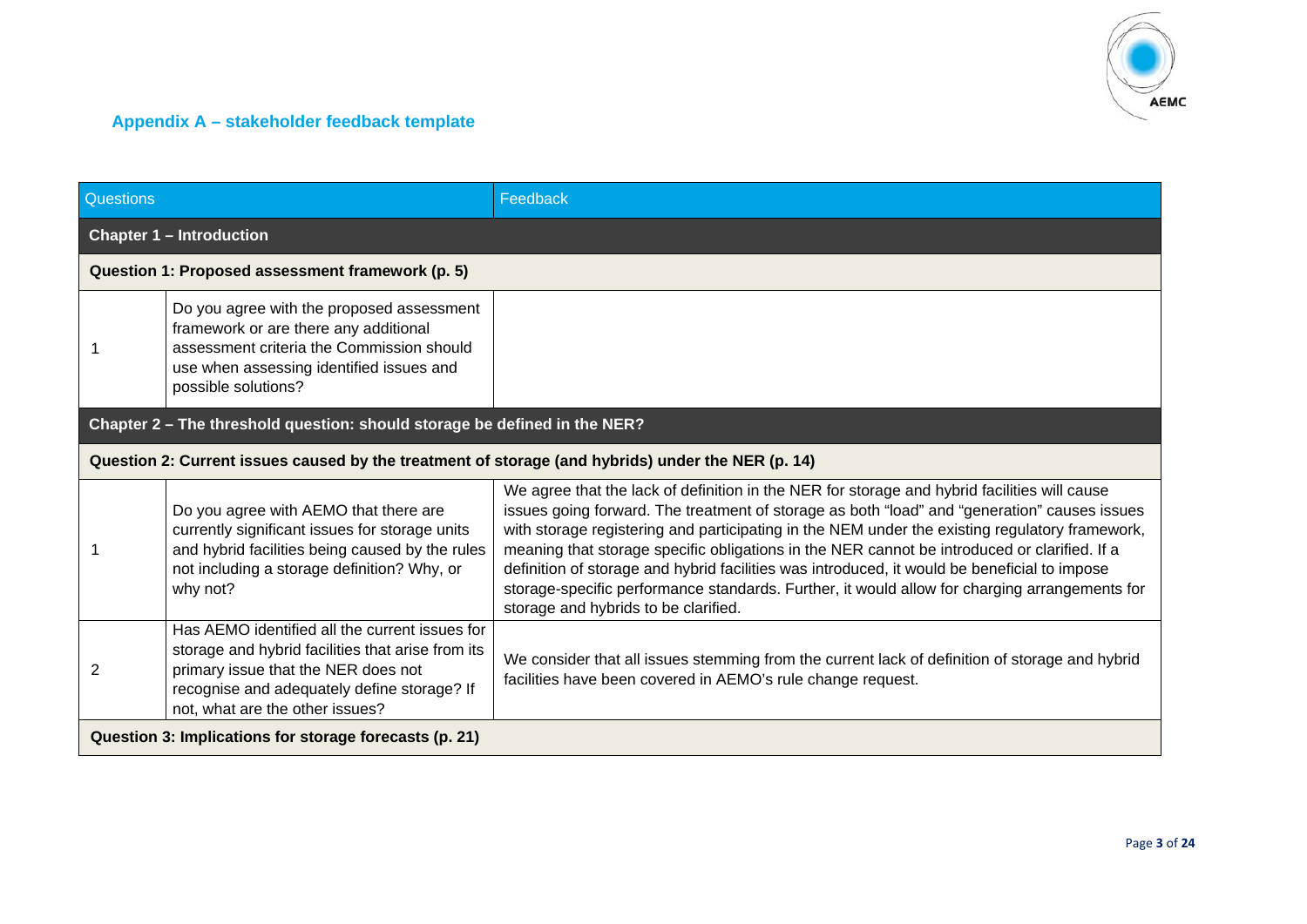### Appendix A – stakeholder feedback template

| Questions | | Feedback |
|---|---|---|
| **Chapter 1 – Introduction** | | |
| **Question 1: Proposed assessment framework (p. 5)** | | |
| 1 | Do you agree with the proposed assessment framework or are there any additional assessment criteria the Commission should use when assessing identified issues and possible solutions? | |
| **Chapter 2 – The threshold question: should storage be defined in the NER?** | | |
| **Question 2: Current issues caused by the treatment of storage (and hybrids) under the NER (p. 14)** | | |
| 1 | Do you agree with AEMO that there are currently significant issues for storage units and hybrid facilities being caused by the rules not including a storage definition? Why, or why not? | We agree that the lack of definition in the NER for storage and hybrid facilities will cause issues going forward. The treatment of storage as both "load" and "generation" causes issues with storage registering and participating in the NEM under the existing regulatory framework, meaning that storage specific obligations in the NER cannot be introduced or clarified. If a definition of storage and hybrid facilities was introduced, it would be beneficial to impose storage-specific performance standards. Further, it would allow for charging arrangements for storage and hybrids to be clarified. |
| 2 | Has AEMO identified all the current issues for storage and hybrid facilities that arise from its primary issue that the NER does not recognise and adequately define storage? If not, what are the other issues? | We consider that all issues stemming from the current lack of definition of storage and hybrid facilities have been covered in AEMO's rule change request. |
| **Question 3: Implications for storage forecasts (p. 21)** | | |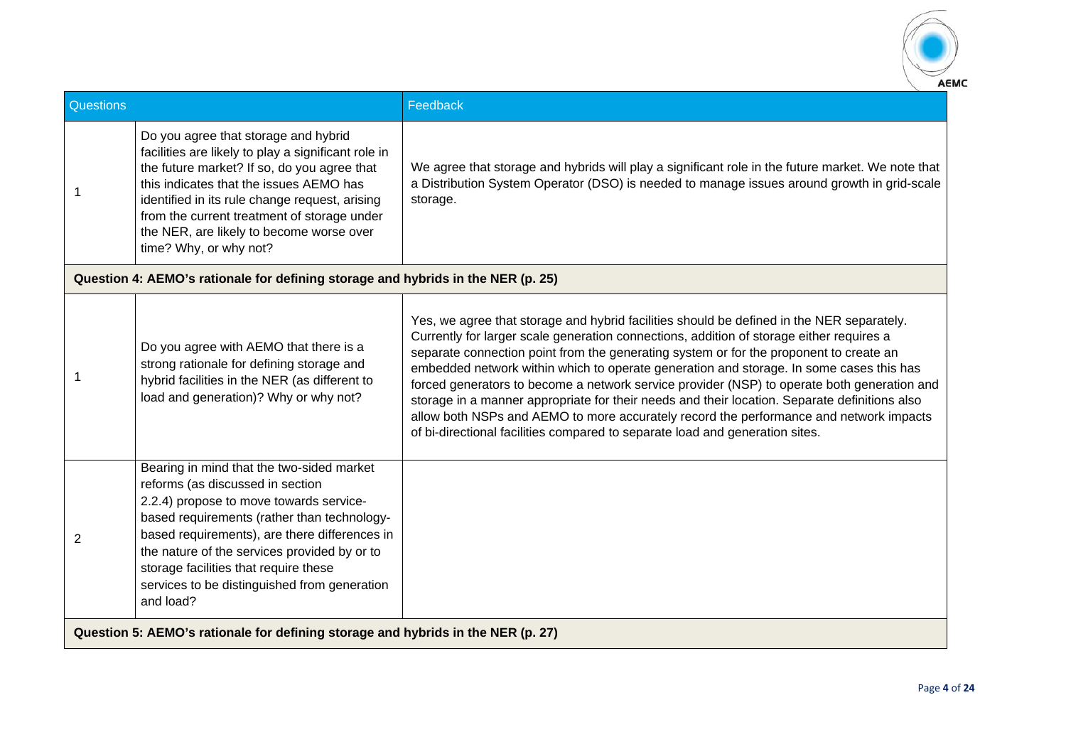| Questions | | Feedback |
|---|---|---|
| 1 | Do you agree that storage and hybrid facilities are likely to play a significant role in the future market? If so, do you agree that this indicates that the issues AEMO has identified in its rule change request, arising from the current treatment of storage under the NER, are likely to become worse over time? Why, or why not? | We agree that storage and hybrids will play a significant role in the future market. We note that a Distribution System Operator (DSO) is needed to manage issues around growth in grid-scale storage. |
| **Question 4: AEMO's rationale for defining storage and hybrids in the NER (p. 25)** | | |
| 1 | Do you agree with AEMO that there is a strong rationale for defining storage and hybrid facilities in the NER (as different to load and generation)? Why or why not? | Yes, we agree that storage and hybrid facilities should be defined in the NER separately. Currently for larger scale generation connections, addition of storage either requires a separate connection point from the generating system or for the proponent to create an embedded network within which to operate generation and storage. In some cases this has forced generators to become a network service provider (NSP) to operate both generation and storage in a manner appropriate for their needs and their location. Separate definitions also allow both NSPs and AEMO to more accurately record the performance and network impacts of bi-directional facilities compared to separate load and generation sites. |
| 2 | Bearing in mind that the two-sided market reforms (as discussed in section 2.2.4) propose to move towards service-based requirements (rather than technology-based requirements), are there differences in the nature of the services provided by or to storage facilities that require these services to be distinguished from generation and load? | |
| **Question 5: AEMO's rationale for defining storage and hybrids in the NER (p. 27)** | | |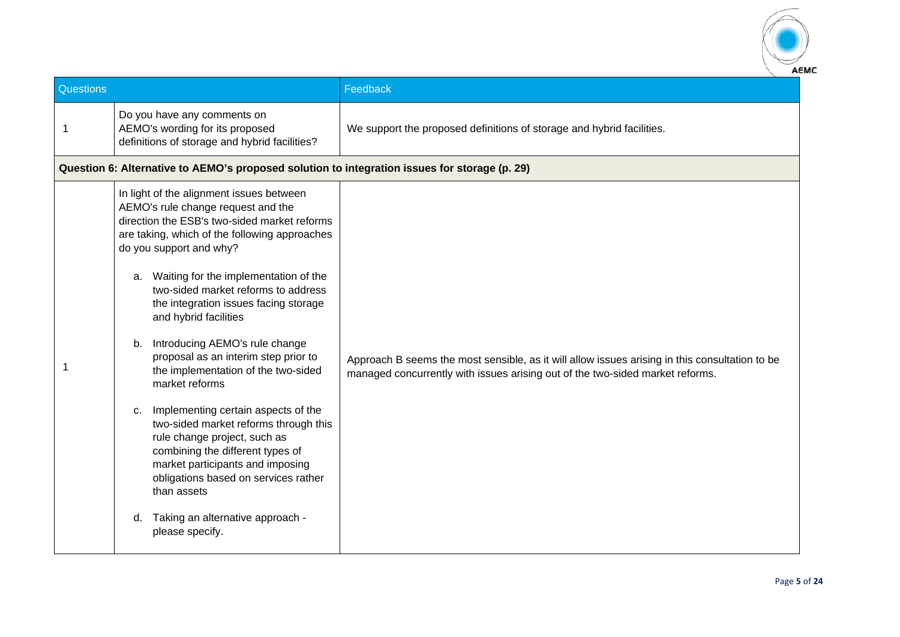| Questions | | Feedback |
|---|---|---|
| 1 | Do you have any comments on AEMO's wording for its proposed definitions of storage and hybrid facilities? | We support the proposed definitions of storage and hybrid facilities. |
| **Question 6: Alternative to AEMO's proposed solution to integration issues for storage (p. 29)** | | |
| 1 | In light of the alignment issues between AEMO's rule change request and the direction the ESB's two-sided market reforms are taking, which of the following approaches do you support and why?<br><br>a. Waiting for the implementation of the two-sided market reforms to address the integration issues facing storage and hybrid facilities<br><br>b. Introducing AEMO's rule change proposal as an interim step prior to the implementation of the two-sided market reforms<br><br>c. Implementing certain aspects of the two-sided market reforms through this rule change project, such as combining the different types of market participants and imposing obligations based on services rather than assets<br><br>d. Taking an alternative approach - please specify. | Approach B seems the most sensible, as it will allow issues arising in this consultation to be managed concurrently with issues arising out of the two-sided market reforms. |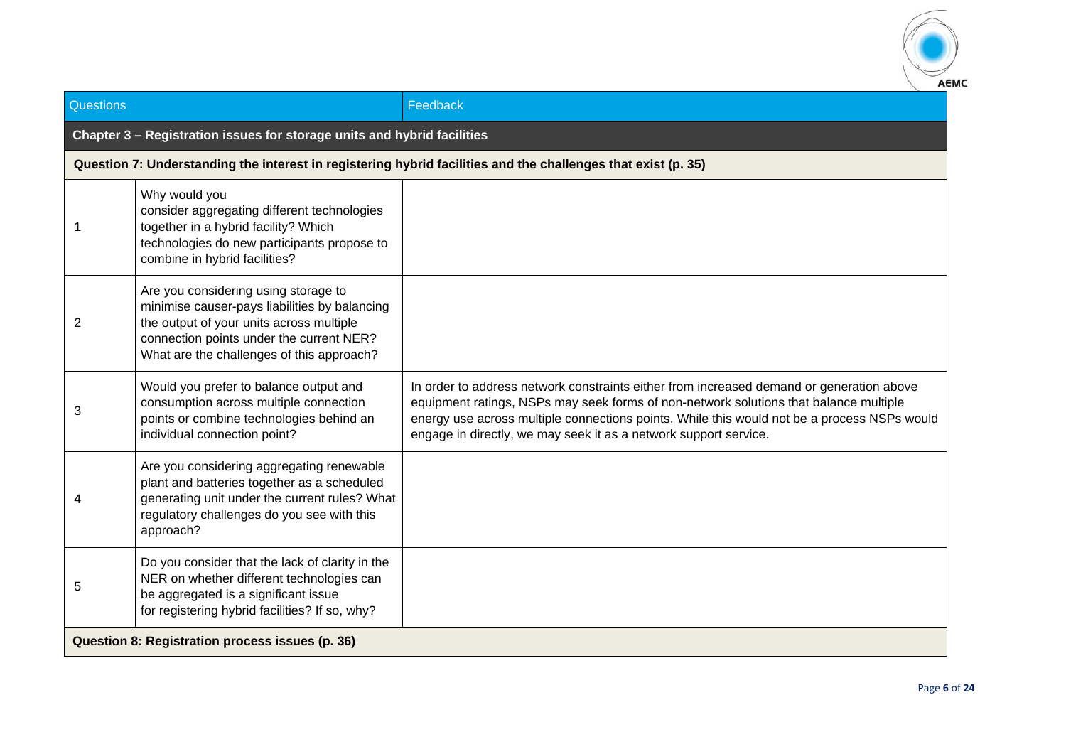| Questions | | Feedback |
| --- | --- | --- |
| **Chapter 3 – Registration issues for storage units and hybrid facilities** | | |
| **Question 7: Understanding the interest in registering hybrid facilities and the challenges that exist (p. 35)** | | |
| 1 | Why would you consider aggregating different technologies together in a hybrid facility? Which technologies do new participants propose to combine in hybrid facilities? | |
| 2 | Are you considering using storage to minimise causer-pays liabilities by balancing the output of your units across multiple connection points under the current NER? What are the challenges of this approach? | |
| 3 | Would you prefer to balance output and consumption across multiple connection points or combine technologies behind an individual connection point? | In order to address network constraints either from increased demand or generation above equipment ratings, NSPs may seek forms of non-network solutions that balance multiple energy use across multiple connections points. While this would not be a process NSPs would engage in directly, we may seek it as a network support service. |
| 4 | Are you considering aggregating renewable plant and batteries together as a scheduled generating unit under the current rules? What regulatory challenges do you see with this approach? | |
| 5 | Do you consider that the lack of clarity in the NER on whether different technologies can be aggregated is a significant issue for registering hybrid facilities? If so, why? | |
| **Question 8: Registration process issues (p. 36)** | | |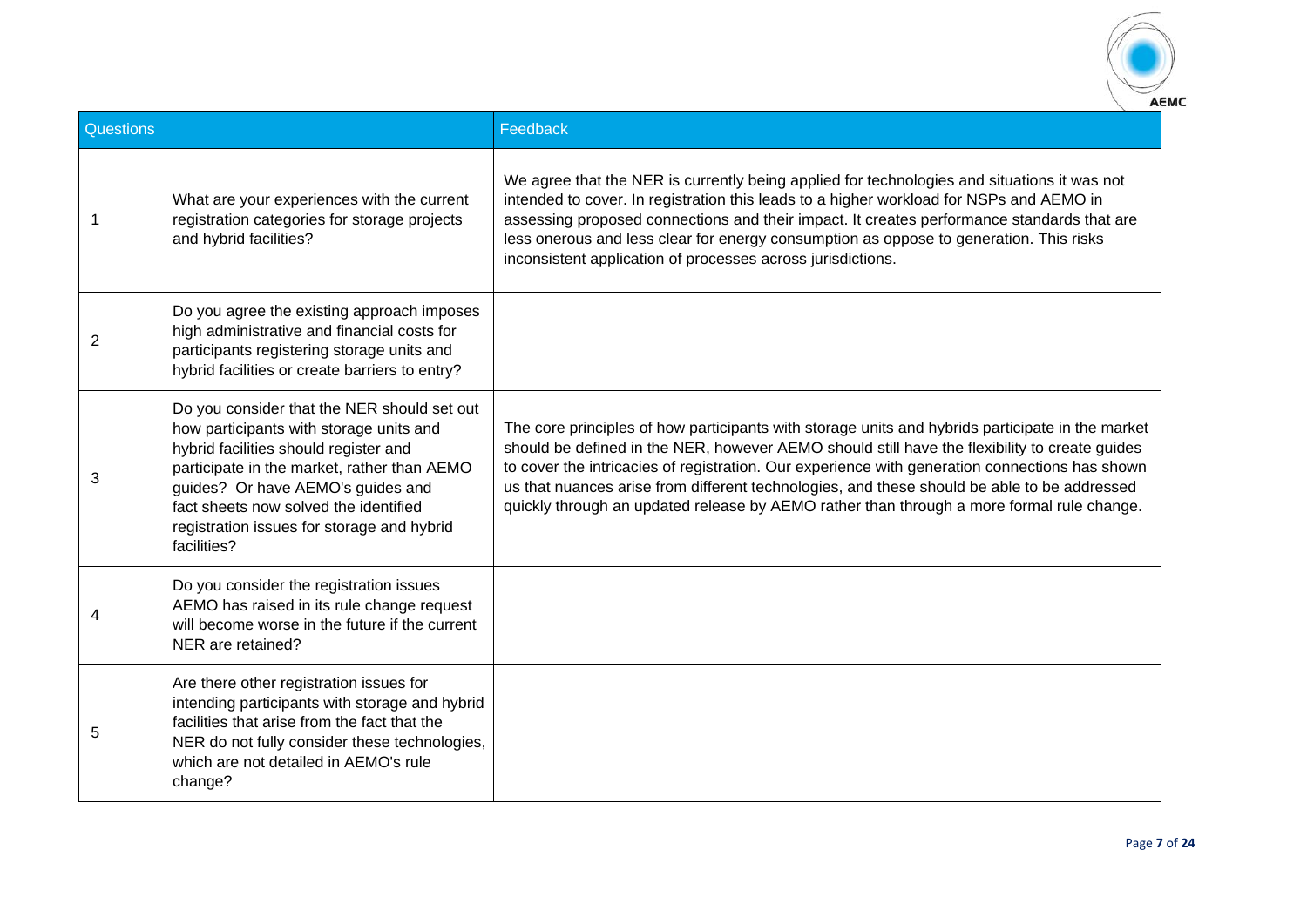| Questions | | Feedback |
|---|---|---|
| 1 | What are your experiences with the current registration categories for storage projects and hybrid facilities? | We agree that the NER is currently being applied for technologies and situations it was not intended to cover. In registration this leads to a higher workload for NSPs and AEMO in assessing proposed connections and their impact. It creates performance standards that are less onerous and less clear for energy consumption as oppose to generation. This risks inconsistent application of processes across jurisdictions. |
| 2 | Do you agree the existing approach imposes high administrative and financial costs for participants registering storage units and hybrid facilities or create barriers to entry? | |
| 3 | Do you consider that the NER should set out how participants with storage units and hybrid facilities should register and participate in the market, rather than AEMO guides? Or have AEMO's guides and fact sheets now solved the identified registration issues for storage and hybrid facilities? | The core principles of how participants with storage units and hybrids participate in the market should be defined in the NER, however AEMO should still have the flexibility to create guides to cover the intricacies of registration. Our experience with generation connections has shown us that nuances arise from different technologies, and these should be able to be addressed quickly through an updated release by AEMO rather than through a more formal rule change. |
| 4 | Do you consider the registration issues AEMO has raised in its rule change request will become worse in the future if the current NER are retained? | |
| 5 | Are there other registration issues for intending participants with storage and hybrid facilities that arise from the fact that the NER do not fully consider these technologies, which are not detailed in AEMO's rule change? | |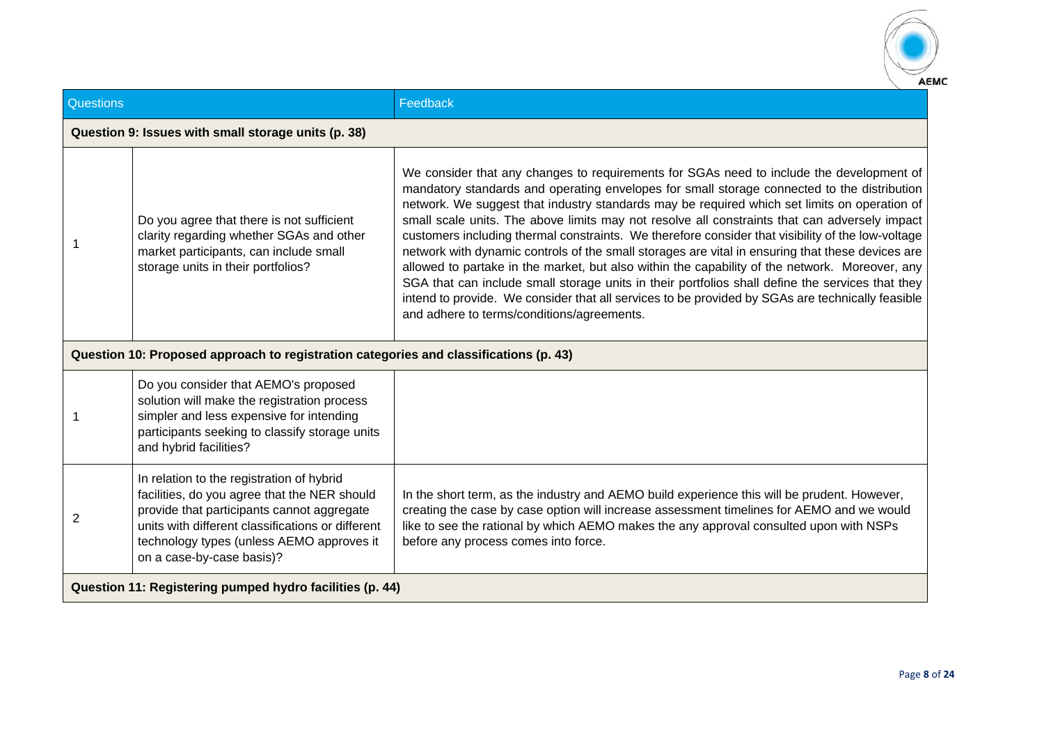| Questions | | Feedback |
|---|---|---|
| **Question 9: Issues with small storage units (p. 38)** | | |
| 1 | Do you agree that there is not sufficient clarity regarding whether SGAs and other market participants, can include small storage units in their portfolios? | We consider that any changes to requirements for SGAs need to include the development of mandatory standards and operating envelopes for small storage connected to the distribution network. We suggest that industry standards may be required which set limits on operation of small scale units. The above limits may not resolve all constraints that can adversely impact customers including thermal constraints. We therefore consider that visibility of the low-voltage network with dynamic controls of the small storages are vital in ensuring that these devices are allowed to partake in the market, but also within the capability of the network. Moreover, any SGA that can include small storage units in their portfolios shall define the services that they intend to provide. We consider that all services to be provided by SGAs are technically feasible and adhere to terms/conditions/agreements. |
| **Question 10: Proposed approach to registration categories and classifications (p. 43)** | | |
| 1 | Do you consider that AEMO's proposed solution will make the registration process simpler and less expensive for intending participants seeking to classify storage units and hybrid facilities? | |
| 2 | In relation to the registration of hybrid facilities, do you agree that the NER should provide that participants cannot aggregate units with different classifications or different technology types (unless AEMO approves it on a case-by-case basis)? | In the short term, as the industry and AEMO build experience this will be prudent. However, creating the case by case option will increase assessment timelines for AEMO and we would like to see the rational by which AEMO makes the any approval consulted upon with NSPs before any process comes into force. |
| **Question 11: Registering pumped hydro facilities (p. 44)** | | |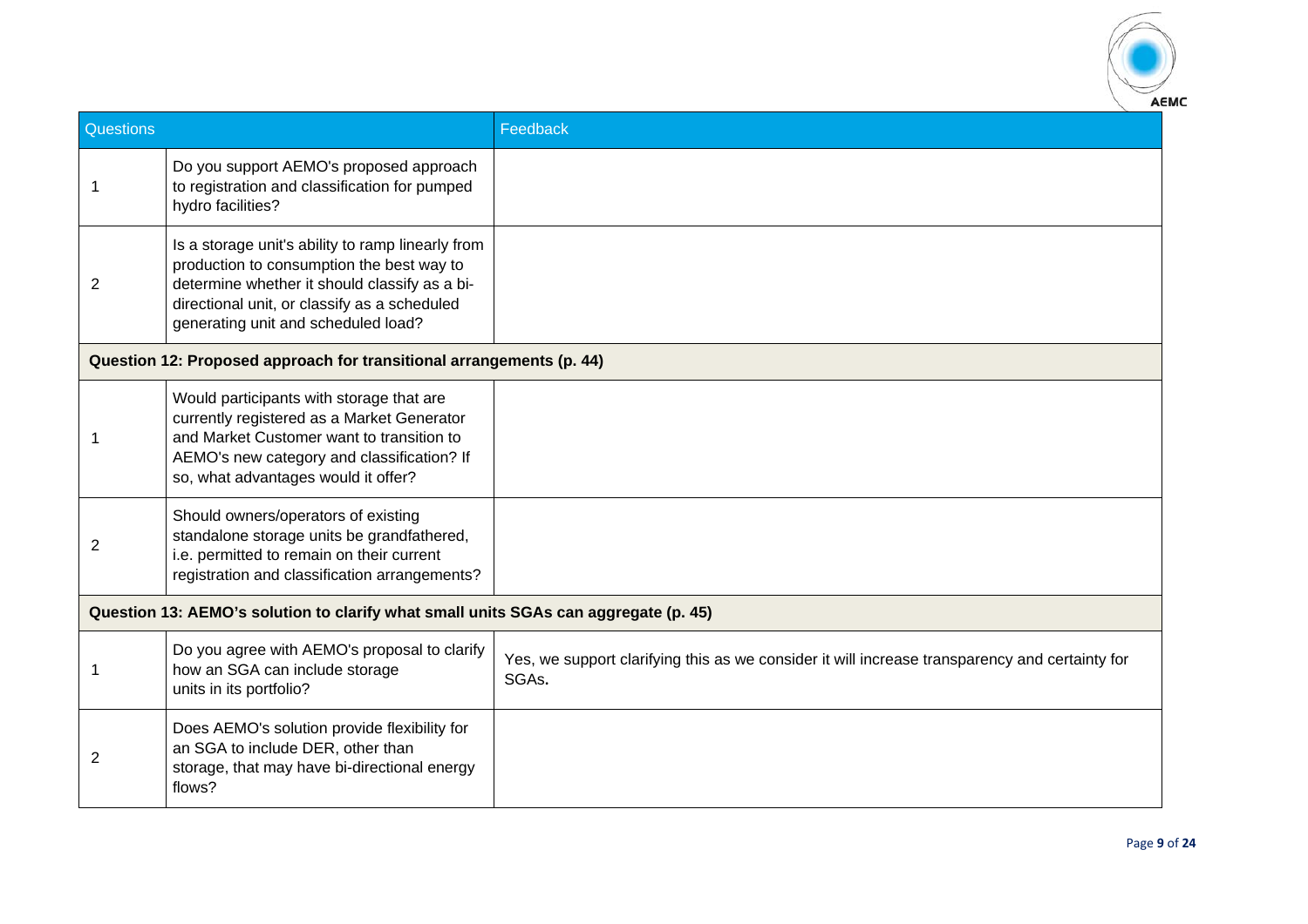| Questions | | Feedback |
|---|---|---|
| 1 | Do you support AEMO's proposed approach to registration and classification for pumped hydro facilities? | |
| 2 | Is a storage unit's ability to ramp linearly from production to consumption the best way to determine whether it should classify as a bi-directional unit, or classify as a scheduled generating unit and scheduled load? | |
| **Question 12: Proposed approach for transitional arrangements (p. 44)** | | |
| 1 | Would participants with storage that are currently registered as a Market Generator and Market Customer want to transition to AEMO's new category and classification? If so, what advantages would it offer? | |
| 2 | Should owners/operators of existing standalone storage units be grandfathered, i.e. permitted to remain on their current registration and classification arrangements? | |
| **Question 13: AEMO's solution to clarify what small units SGAs can aggregate (p. 45)** | | |
| 1 | Do you agree with AEMO's proposal to clarify how an SGA can include storage units in its portfolio? | Yes, we support clarifying this as we consider it will increase transparency and certainty for SGAs. |
| 2 | Does AEMO's solution provide flexibility for an SGA to include DER, other than storage, that may have bi-directional energy flows? | |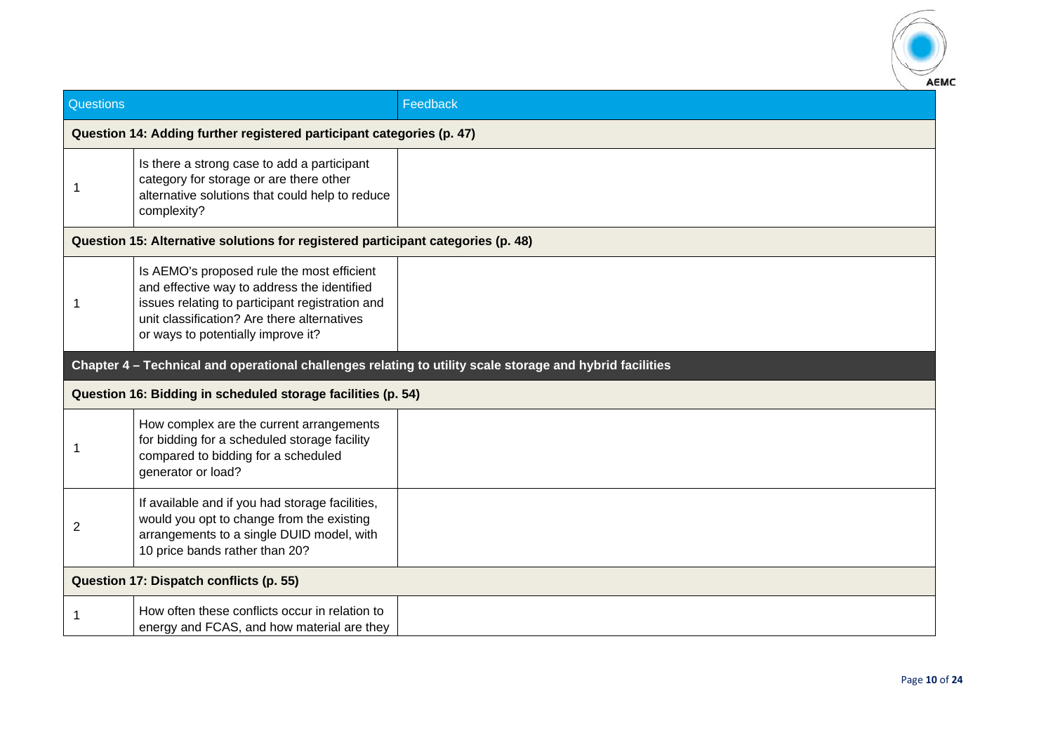| Questions | | Feedback |
|---|---|---|
| **Question 14: Adding further registered participant categories (p. 47)** | | |
| 1 | Is there a strong case to add a participant category for storage or are there other alternative solutions that could help to reduce complexity? | |
| **Question 15: Alternative solutions for registered participant categories (p. 48)** | | |
| 1 | Is AEMO's proposed rule the most efficient and effective way to address the identified issues relating to participant registration and unit classification? Are there alternatives or ways to potentially improve it? | |
| **Chapter 4 – Technical and operational challenges relating to utility scale storage and hybrid facilities** | | |
| **Question 16: Bidding in scheduled storage facilities (p. 54)** | | |
| 1 | How complex are the current arrangements for bidding for a scheduled storage facility compared to bidding for a scheduled generator or load? | |
| 2 | If available and if you had storage facilities, would you opt to change from the existing arrangements to a single DUID model, with 10 price bands rather than 20? | |
| **Question 17: Dispatch conflicts (p. 55)** | | |
| 1 | How often these conflicts occur in relation to energy and FCAS, and how material are they | |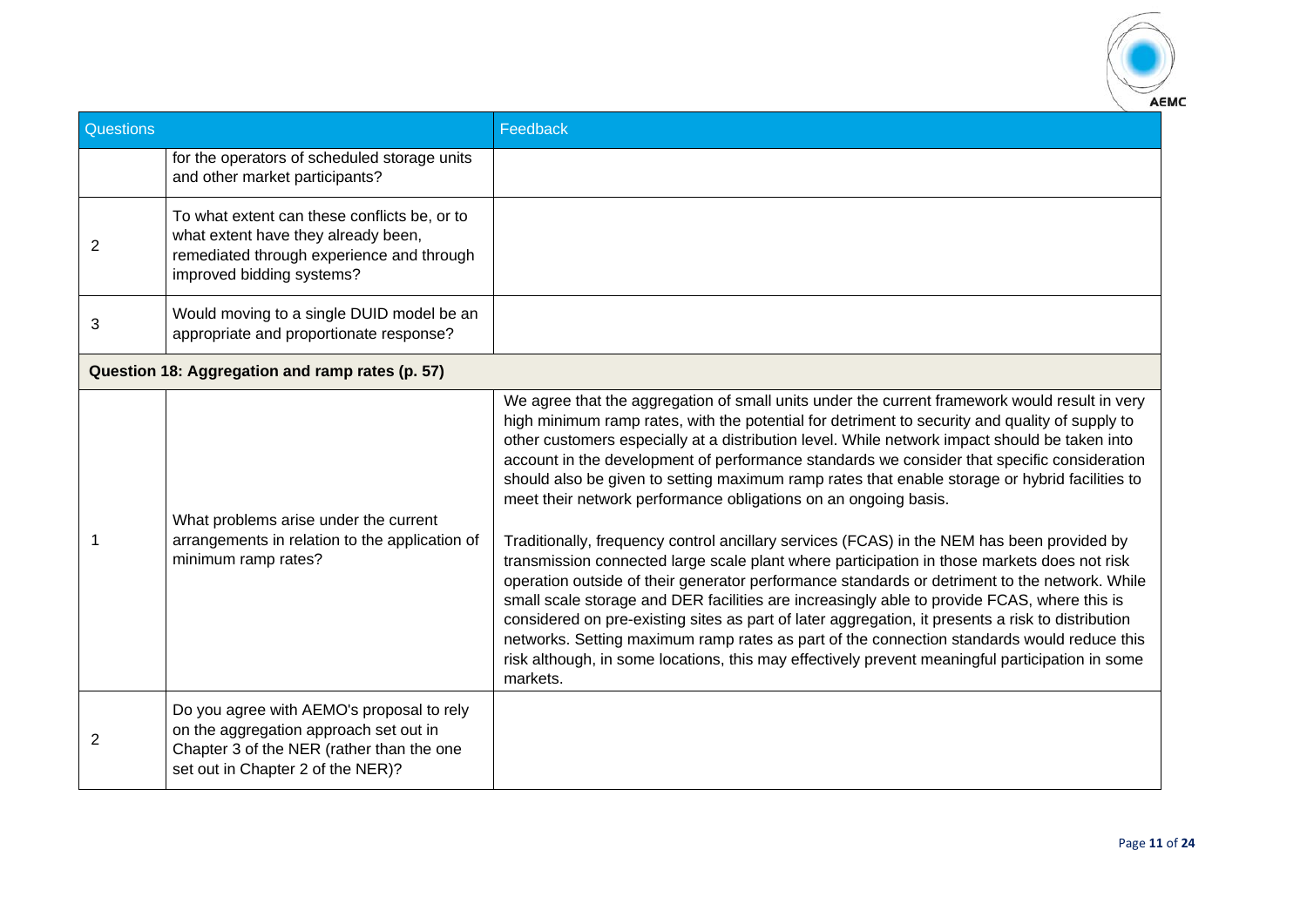| Questions | | Feedback |
|---|---|---|
| | for the operators of scheduled storage units and other market participants? | |
| 2 | To what extent can these conflicts be, or to what extent have they already been, remediated through experience and through improved bidding systems? | |
| 3 | Would moving to a single DUID model be an appropriate and proportionate response? | |
| **Question 18: Aggregation and ramp rates (p. 57)** | | |
| 1 | What problems arise under the current arrangements in relation to the application of minimum ramp rates? | We agree that the aggregation of small units under the current framework would result in very high minimum ramp rates, with the potential for detriment to security and quality of supply to other customers especially at a distribution level. While network impact should be taken into account in the development of performance standards we consider that specific consideration should also be given to setting maximum ramp rates that enable storage or hybrid facilities to meet their network performance obligations on an ongoing basis.<br><br>Traditionally, frequency control ancillary services (FCAS) in the NEM has been provided by transmission connected large scale plant where participation in those markets does not risk operation outside of their generator performance standards or detriment to the network. While small scale storage and DER facilities are increasingly able to provide FCAS, where this is considered on pre-existing sites as part of later aggregation, it presents a risk to distribution networks. Setting maximum ramp rates as part of the connection standards would reduce this risk although, in some locations, this may effectively prevent meaningful participation in some markets. |
| 2 | Do you agree with AEMO's proposal to rely on the aggregation approach set out in Chapter 3 of the NER (rather than the one set out in Chapter 2 of the NER)? | |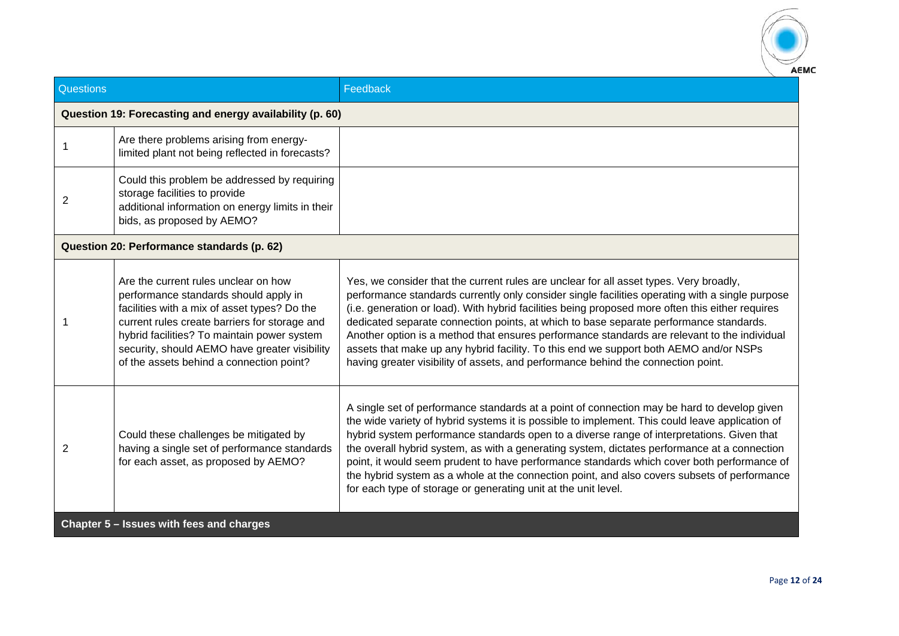| Questions | | Feedback |
|---|---|---|
| **Question 19: Forecasting and energy availability (p. 60)** | | |
| 1 | Are there problems arising from energy-limited plant not being reflected in forecasts? | |
| 2 | Could this problem be addressed by requiring storage facilities to provide additional information on energy limits in their bids, as proposed by AEMO? | |
| **Question 20: Performance standards (p. 62)** | | |
| 1 | Are the current rules unclear on how performance standards should apply in facilities with a mix of asset types? Do the current rules create barriers for storage and hybrid facilities? To maintain power system security, should AEMO have greater visibility of the assets behind a connection point? | Yes, we consider that the current rules are unclear for all asset types. Very broadly, performance standards currently only consider single facilities operating with a single purpose (i.e. generation or load). With hybrid facilities being proposed more often this either requires dedicated separate connection points, at which to base separate performance standards. Another option is a method that ensures performance standards are relevant to the individual assets that make up any hybrid facility. To this end we support both AEMO and/or NSPs having greater visibility of assets, and performance behind the connection point. |
| 2 | Could these challenges be mitigated by having a single set of performance standards for each asset, as proposed by AEMO? | A single set of performance standards at a point of connection may be hard to develop given the wide variety of hybrid systems it is possible to implement. This could leave application of hybrid system performance standards open to a diverse range of interpretations. Given that the overall hybrid system, as with a generating system, dictates performance at a connection point, it would seem prudent to have performance standards which cover both performance of the hybrid system as a whole at the connection point, and also covers subsets of performance for each type of storage or generating unit at the unit level. |
| **Chapter 5 – Issues with fees and charges** | | |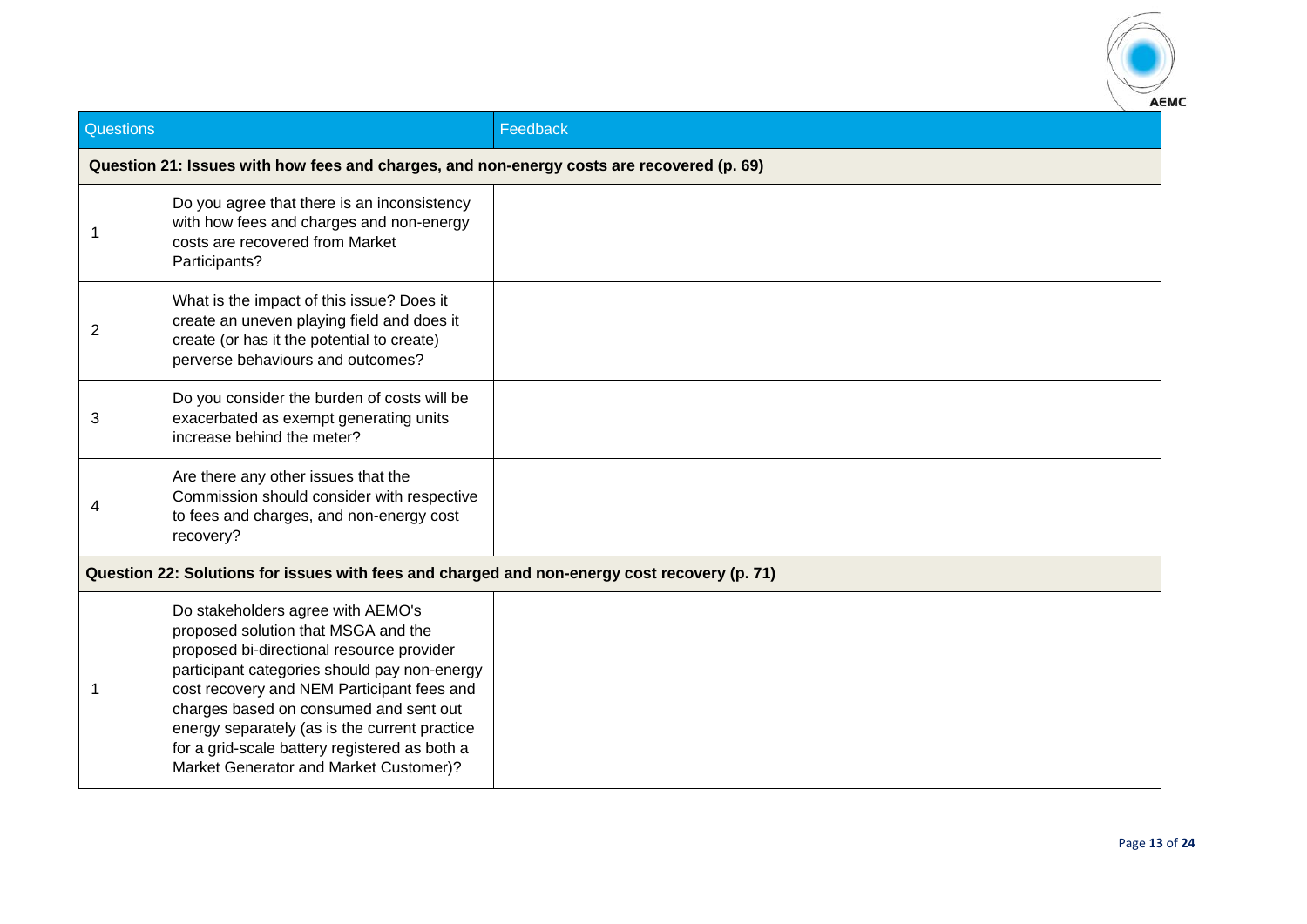| Questions | | Feedback |
|---|---|---|
| **Question 21: Issues with how fees and charges, and non-energy costs are recovered (p. 69)** | | |
| 1 | Do you agree that there is an inconsistency with how fees and charges and non-energy costs are recovered from Market Participants? | |
| 2 | What is the impact of this issue? Does it create an uneven playing field and does it create (or has it the potential to create) perverse behaviours and outcomes? | |
| 3 | Do you consider the burden of costs will be exacerbated as exempt generating units increase behind the meter? | |
| 4 | Are there any other issues that the Commission should consider with respective to fees and charges, and non-energy cost recovery? | |
| **Question 22: Solutions for issues with fees and charged and non-energy cost recovery (p. 71)** | | |
| 1 | Do stakeholders agree with AEMO's proposed solution that MSGA and the proposed bi-directional resource provider participant categories should pay non-energy cost recovery and NEM Participant fees and charges based on consumed and sent out energy separately (as is the current practice for a grid-scale battery registered as both a Market Generator and Market Customer)? | |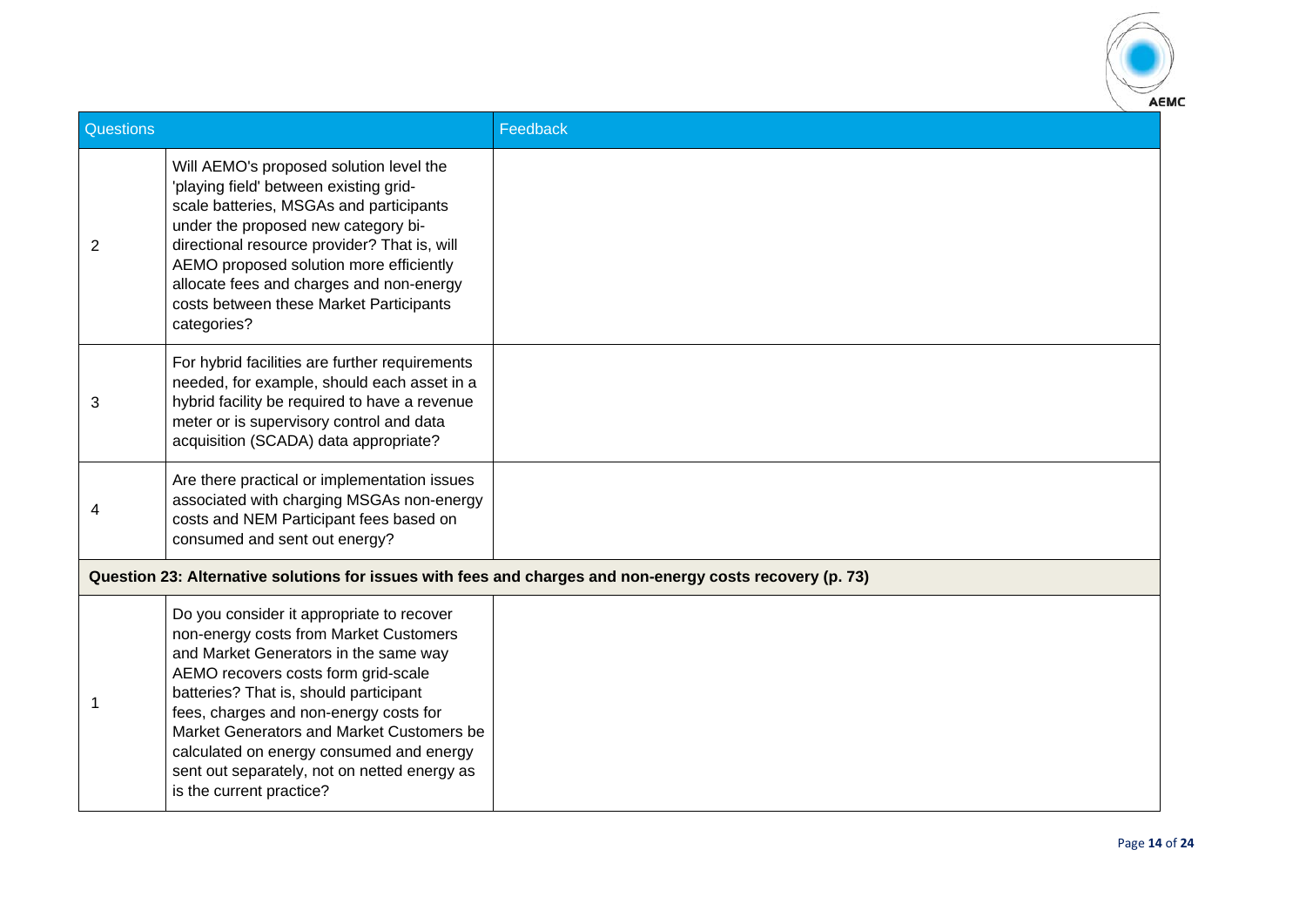| Questions | | Feedback |
|---|---|---|
| 2 | Will AEMO's proposed solution level the 'playing field' between existing grid-scale batteries, MSGAs and participants under the proposed new category bi-directional resource provider? That is, will AEMO proposed solution more efficiently allocate fees and charges and non-energy costs between these Market Participants categories? | |
| 3 | For hybrid facilities are further requirements needed, for example, should each asset in a hybrid facility be required to have a revenue meter or is supervisory control and data acquisition (SCADA) data appropriate? | |
| 4 | Are there practical or implementation issues associated with charging MSGAs non-energy costs and NEM Participant fees based on consumed and sent out energy? | |
| **Question 23: Alternative solutions for issues with fees and charges and non-energy costs recovery (p. 73)** | | |
| 1 | Do you consider it appropriate to recover non-energy costs from Market Customers and Market Generators in the same way AEMO recovers costs form grid-scale batteries? That is, should participant fees, charges and non-energy costs for Market Generators and Market Customers be calculated on energy consumed and energy sent out separately, not on netted energy as is the current practice? | |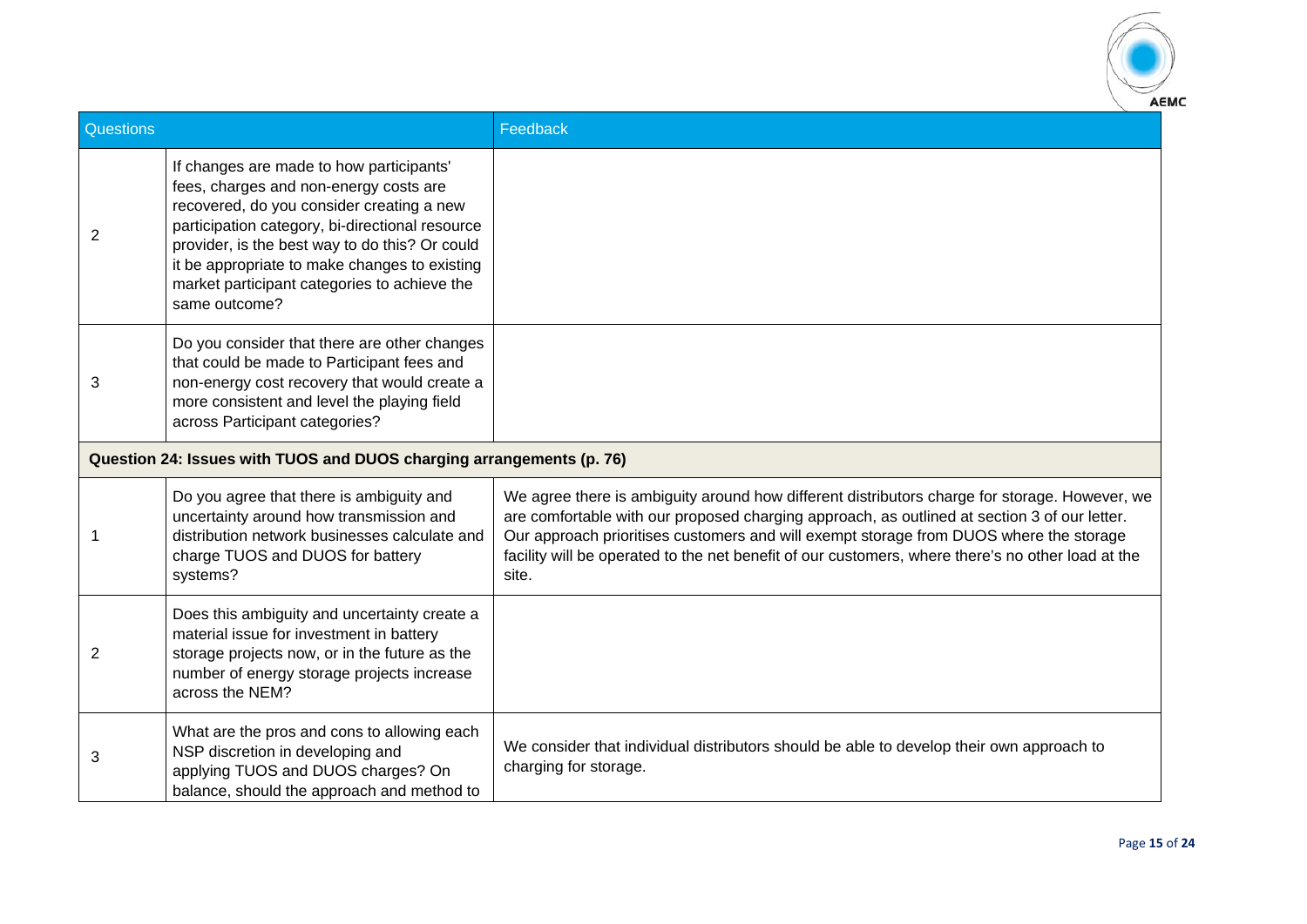| Questions | | Feedback |
|---|---|---|
| 2 | If changes are made to how participants' fees, charges and non-energy costs are recovered, do you consider creating a new participation category, bi-directional resource provider, is the best way to do this? Or could it be appropriate to make changes to existing market participant categories to achieve the same outcome? | |
| 3 | Do you consider that there are other changes that could be made to Participant fees and non-energy cost recovery that would create a more consistent and level the playing field across Participant categories? | |
| **Question 24: Issues with TUOS and DUOS charging arrangements (p. 76)** | | |
| 1 | Do you agree that there is ambiguity and uncertainty around how transmission and distribution network businesses calculate and charge TUOS and DUOS for battery systems? | We agree there is ambiguity around how different distributors charge for storage. However, we are comfortable with our proposed charging approach, as outlined at section 3 of our letter. Our approach prioritises customers and will exempt storage from DUOS where the storage facility will be operated to the net benefit of our customers, where there's no other load at the site. |
| 2 | Does this ambiguity and uncertainty create a material issue for investment in battery storage projects now, or in the future as the number of energy storage projects increase across the NEM? | |
| 3 | What are the pros and cons to allowing each NSP discretion in developing and applying TUOS and DUOS charges? On balance, should the approach and method to | We consider that individual distributors should be able to develop their own approach to charging for storage. |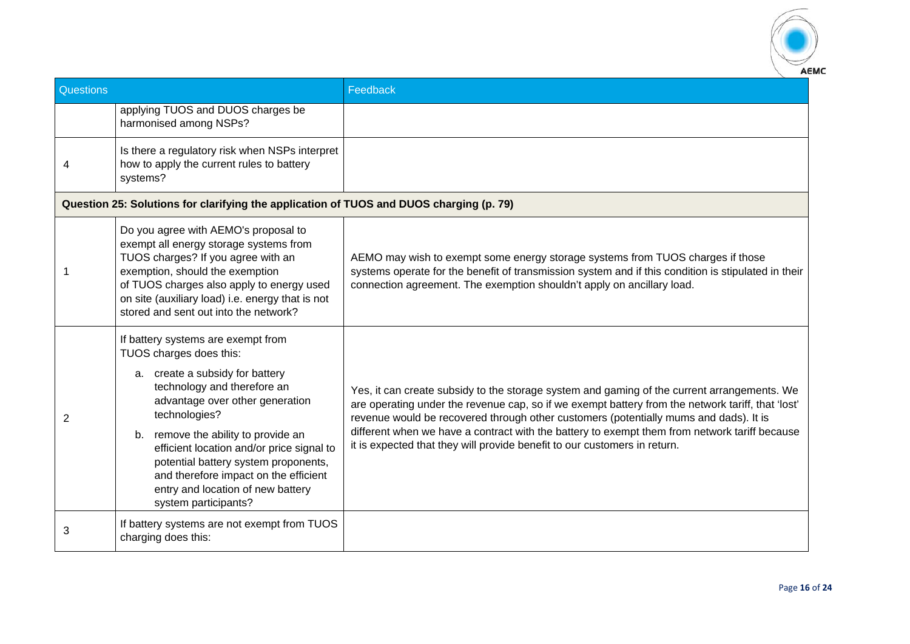| Questions | | Feedback |
|---|---|---|
| | applying TUOS and DUOS charges be harmonised among NSPs? | |
| 4 | Is there a regulatory risk when NSPs interpret how to apply the current rules to battery systems? | |
| **Question 25: Solutions for clarifying the application of TUOS and DUOS charging (p. 79)** | | |
| 1 | Do you agree with AEMO's proposal to exempt all energy storage systems from TUOS charges? If you agree with an exemption, should the exemption of TUOS charges also apply to energy used on site (auxiliary load) i.e. energy that is not stored and sent out into the network? | AEMO may wish to exempt some energy storage systems from TUOS charges if those systems operate for the benefit of transmission system and if this condition is stipulated in their connection agreement. The exemption shouldn't apply on ancillary load. |
| 2 | If battery systems are exempt from TUOS charges does this:<br><br>a. create a subsidy for battery technology and therefore an advantage over other generation technologies?<br><br>b. remove the ability to provide an efficient location and/or price signal to potential battery system proponents, and therefore impact on the efficient entry and location of new battery system participants? | Yes, it can create subsidy to the storage system and gaming of the current arrangements. We are operating under the revenue cap, so if we exempt battery from the network tariff, that 'lost' revenue would be recovered through other customers (potentially mums and dads). It is different when we have a contract with the battery to exempt them from network tariff because it is expected that they will provide benefit to our customers in return. |
| 3 | If battery systems are not exempt from TUOS charging does this: | |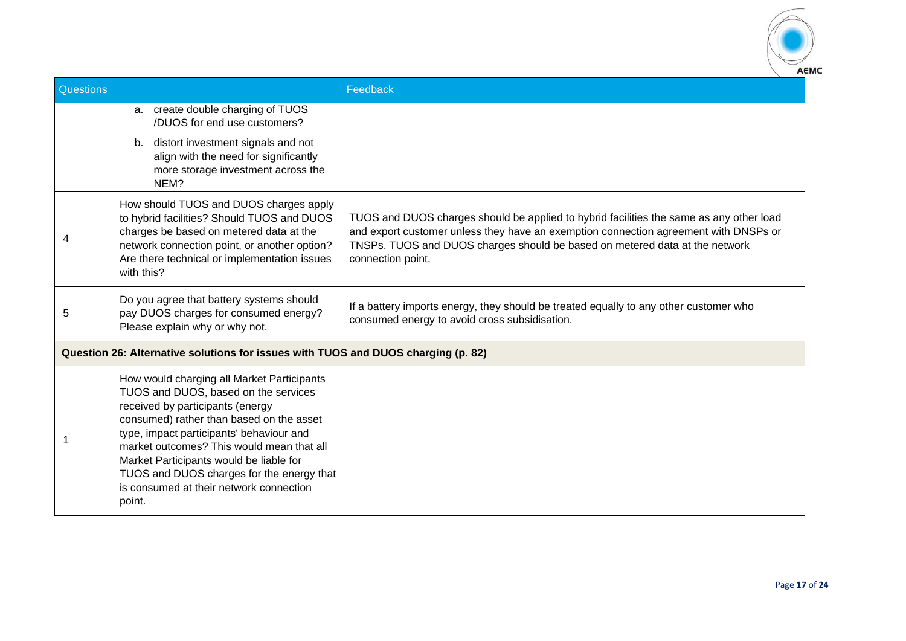| Questions | | Feedback |
|---|---|---|
| | a. create double charging of TUOS /DUOS for end use customers?<br>b. distort investment signals and not align with the need for significantly more storage investment across the NEM? | |
| 4 | How should TUOS and DUOS charges apply to hybrid facilities? Should TUOS and DUOS charges be based on metered data at the network connection point, or another option? Are there technical or implementation issues with this? | TUOS and DUOS charges should be applied to hybrid facilities the same as any other load and export customer unless they have an exemption connection agreement with DNSPs or TNSPs. TUOS and DUOS charges should be based on metered data at the network connection point. |
| 5 | Do you agree that battery systems should pay DUOS charges for consumed energy? Please explain why or why not. | If a battery imports energy, they should be treated equally to any other customer who consumed energy to avoid cross subsidisation. |
| **Question 26: Alternative solutions for issues with TUOS and DUOS charging (p. 82)** | | |
| 1 | How would charging all Market Participants TUOS and DUOS, based on the services received by participants (energy consumed) rather than based on the asset type, impact participants' behaviour and market outcomes? This would mean that all Market Participants would be liable for TUOS and DUOS charges for the energy that is consumed at their network connection point. | |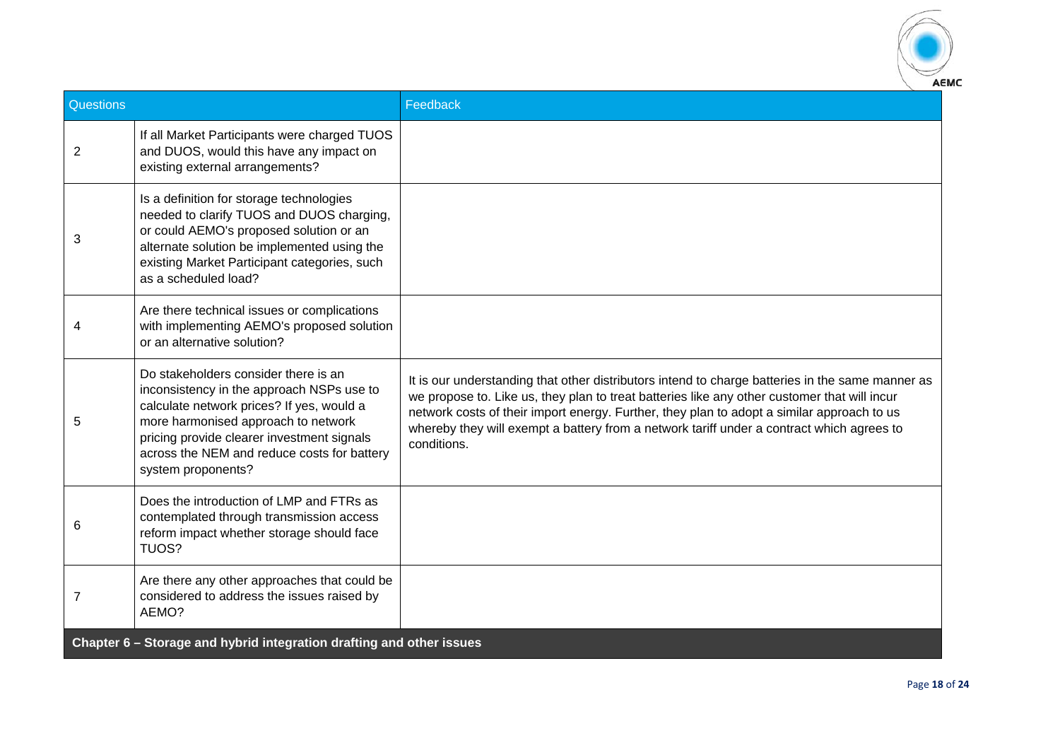| Questions | | Feedback |
|---|---|---|
| 2 | If all Market Participants were charged TUOS and DUOS, would this have any impact on existing external arrangements? | |
| 3 | Is a definition for storage technologies needed to clarify TUOS and DUOS charging, or could AEMO's proposed solution or an alternate solution be implemented using the existing Market Participant categories, such as a scheduled load? | |
| 4 | Are there technical issues or complications with implementing AEMO's proposed solution or an alternative solution? | |
| 5 | Do stakeholders consider there is an inconsistency in the approach NSPs use to calculate network prices? If yes, would a more harmonised approach to network pricing provide clearer investment signals across the NEM and reduce costs for battery system proponents? | It is our understanding that other distributors intend to charge batteries in the same manner as we propose to. Like us, they plan to treat batteries like any other customer that will incur network costs of their import energy. Further, they plan to adopt a similar approach to us whereby they will exempt a battery from a network tariff under a contract which agrees to conditions. |
| 6 | Does the introduction of LMP and FTRs as contemplated through transmission access reform impact whether storage should face TUOS? | |
| 7 | Are there any other approaches that could be considered to address the issues raised by AEMO? | |
| **Chapter 6 – Storage and hybrid integration drafting and other issues** | | |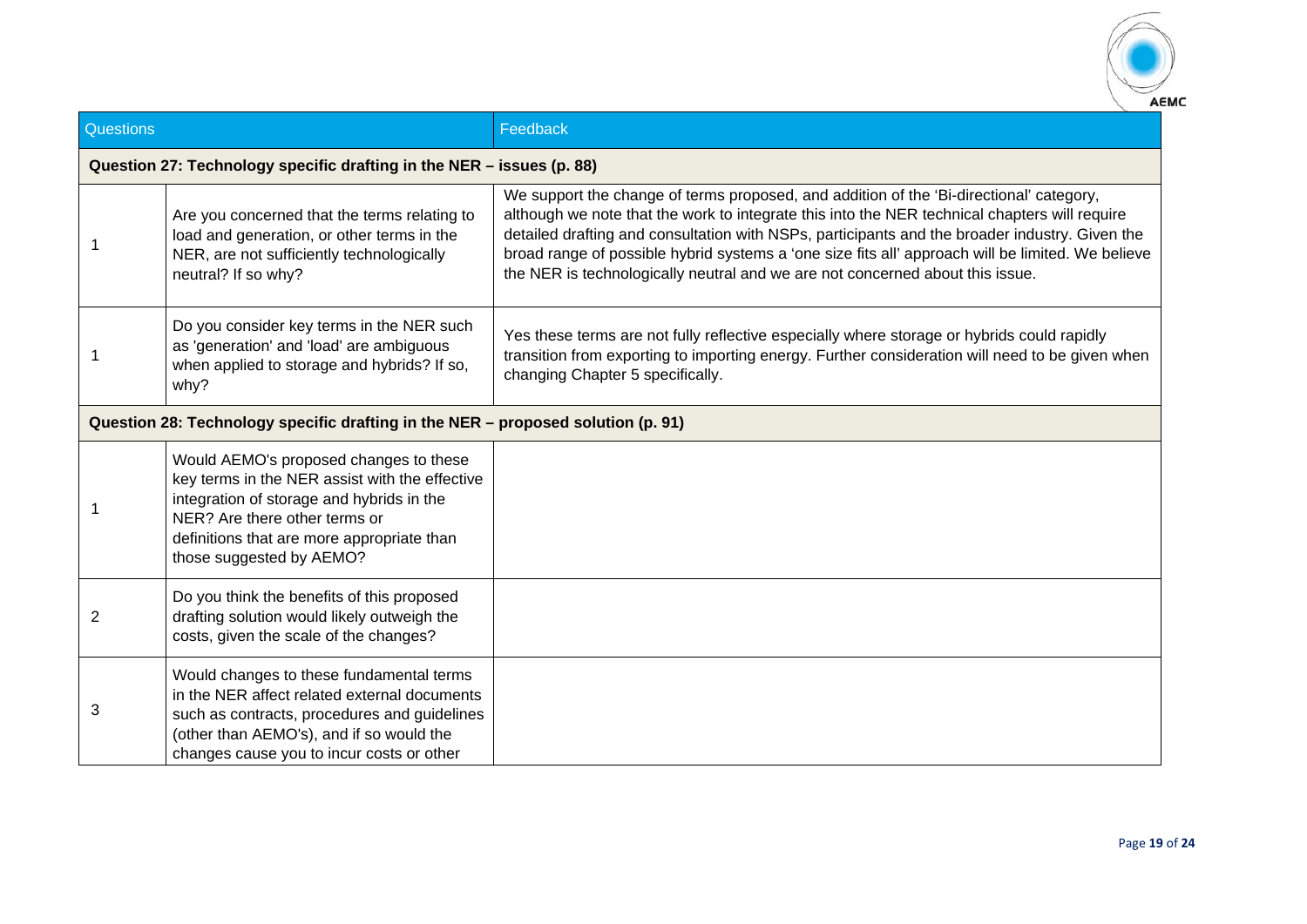| Questions | | Feedback |
| --- | --- | --- |
| **Question 27: Technology specific drafting in the NER – issues (p. 88)** | | |
| 1 | Are you concerned that the terms relating to load and generation, or other terms in the NER, are not sufficiently technologically neutral? If so why? | We support the change of terms proposed, and addition of the 'Bi-directional' category, although we note that the work to integrate this into the NER technical chapters will require detailed drafting and consultation with NSPs, participants and the broader industry. Given the broad range of possible hybrid systems a 'one size fits all' approach will be limited. We believe the NER is technologically neutral and we are not concerned about this issue. |
| 1 | Do you consider key terms in the NER such as 'generation' and 'load' are ambiguous when applied to storage and hybrids? If so, why? | Yes these terms are not fully reflective especially where storage or hybrids could rapidly transition from exporting to importing energy. Further consideration will need to be given when changing Chapter 5 specifically. |
| **Question 28: Technology specific drafting in the NER – proposed solution (p. 91)** | | |
| 1 | Would AEMO's proposed changes to these key terms in the NER assist with the effective integration of storage and hybrids in the NER? Are there other terms or definitions that are more appropriate than those suggested by AEMO? | |
| 2 | Do you think the benefits of this proposed drafting solution would likely outweigh the costs, given the scale of the changes? | |
| 3 | Would changes to these fundamental terms in the NER affect related external documents such as contracts, procedures and guidelines (other than AEMO's), and if so would the changes cause you to incur costs or other | |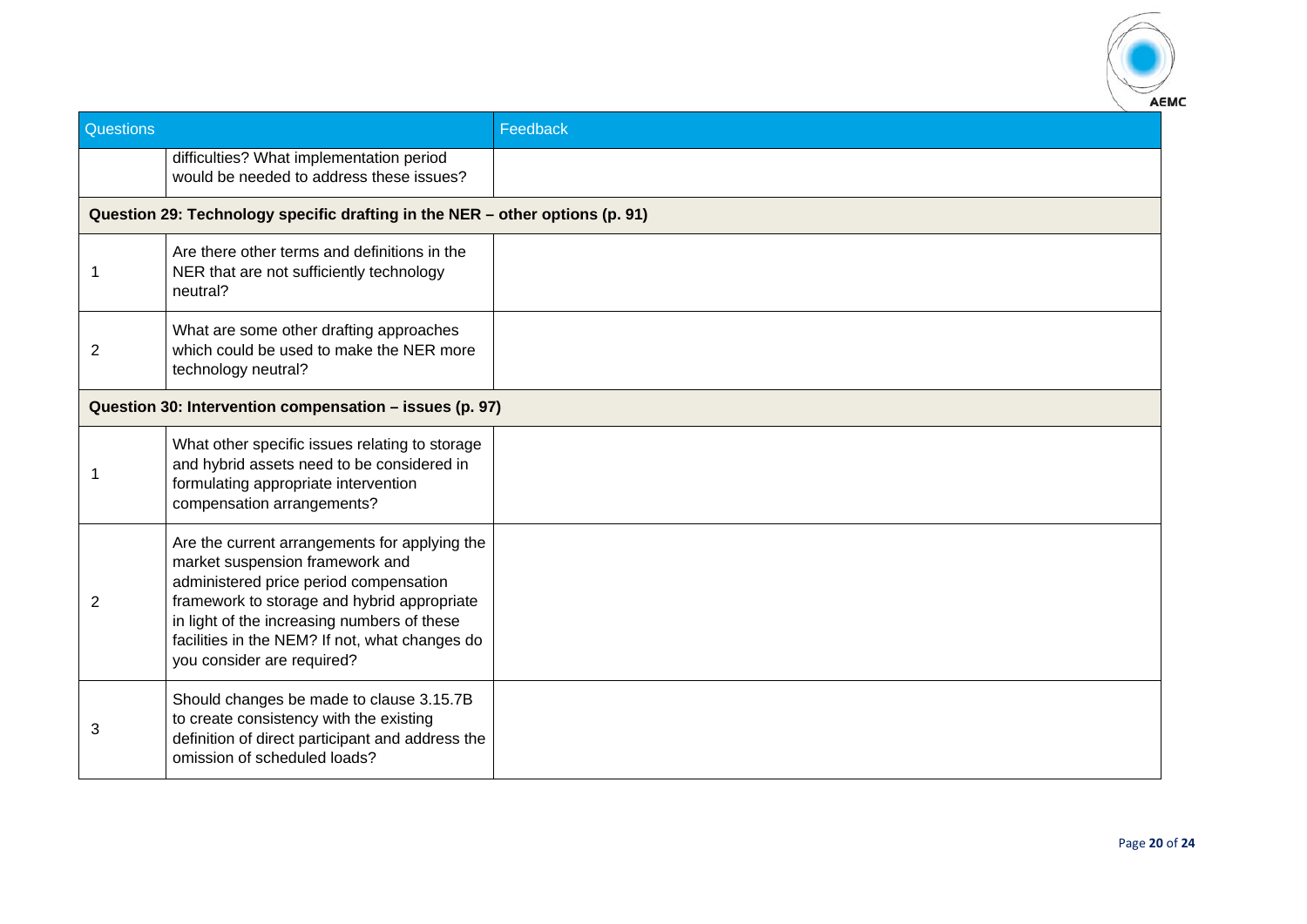| Questions | | Feedback |
|---|---|---|
| | difficulties? What implementation period would be needed to address these issues? | |
| **Question 29: Technology specific drafting in the NER – other options (p. 91)** | | |
| 1 | Are there other terms and definitions in the NER that are not sufficiently technology neutral? | |
| 2 | What are some other drafting approaches which could be used to make the NER more technology neutral? | |
| **Question 30: Intervention compensation – issues (p. 97)** | | |
| 1 | What other specific issues relating to storage and hybrid assets need to be considered in formulating appropriate intervention compensation arrangements? | |
| 2 | Are the current arrangements for applying the market suspension framework and administered price period compensation framework to storage and hybrid appropriate in light of the increasing numbers of these facilities in the NEM? If not, what changes do you consider are required? | |
| 3 | Should changes be made to clause 3.15.7B to create consistency with the existing definition of direct participant and address the omission of scheduled loads? | |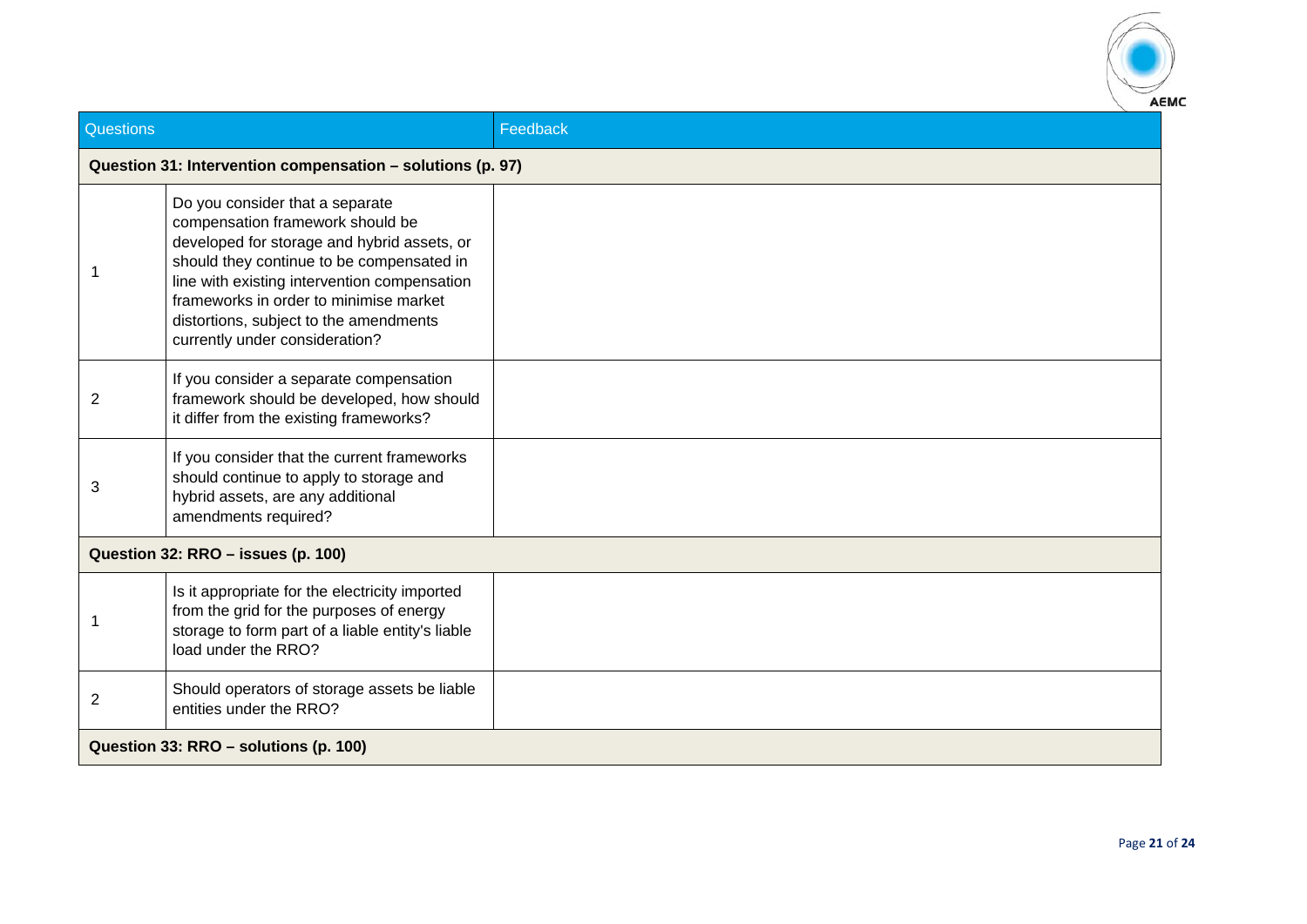| Questions | | Feedback |
|---|---|---|
| **Question 31: Intervention compensation – solutions (p. 97)** | | |
| 1 | Do you consider that a separate compensation framework should be developed for storage and hybrid assets, or should they continue to be compensated in line with existing intervention compensation frameworks in order to minimise market distortions, subject to the amendments currently under consideration? | |
| 2 | If you consider a separate compensation framework should be developed, how should it differ from the existing frameworks? | |
| 3 | If you consider that the current frameworks should continue to apply to storage and hybrid assets, are any additional amendments required? | |
| **Question 32: RRO – issues (p. 100)** | | |
| 1 | Is it appropriate for the electricity imported from the grid for the purposes of energy storage to form part of a liable entity's liable load under the RRO? | |
| 2 | Should operators of storage assets be liable entities under the RRO? | |
| **Question 33: RRO – solutions (p. 100)** | | |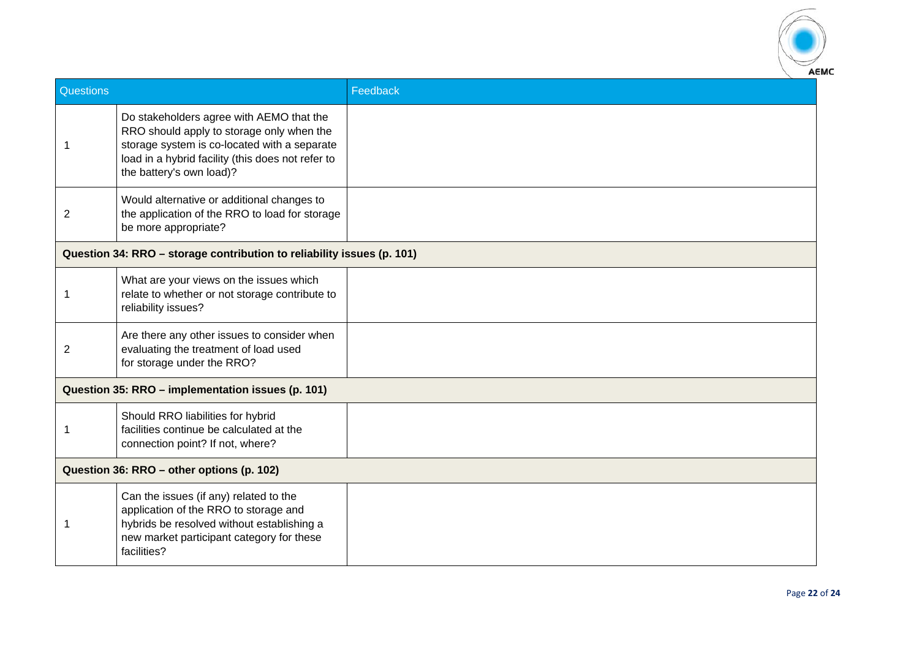| Questions | | Feedback |
|---|---|---|
| 1 | Do stakeholders agree with AEMO that the RRO should apply to storage only when the storage system is co-located with a separate load in a hybrid facility (this does not refer to the battery's own load)? | |
| 2 | Would alternative or additional changes to the application of the RRO to load for storage be more appropriate? | |
| **Question 34: RRO – storage contribution to reliability issues (p. 101)** | | |
| 1 | What are your views on the issues which relate to whether or not storage contribute to reliability issues? | |
| 2 | Are there any other issues to consider when evaluating the treatment of load used for storage under the RRO? | |
| **Question 35: RRO – implementation issues (p. 101)** | | |
| 1 | Should RRO liabilities for hybrid facilities continue be calculated at the connection point? If not, where? | |
| **Question 36: RRO – other options (p. 102)** | | |
| 1 | Can the issues (if any) related to the application of the RRO to storage and hybrids be resolved without establishing a new market participant category for these facilities? | |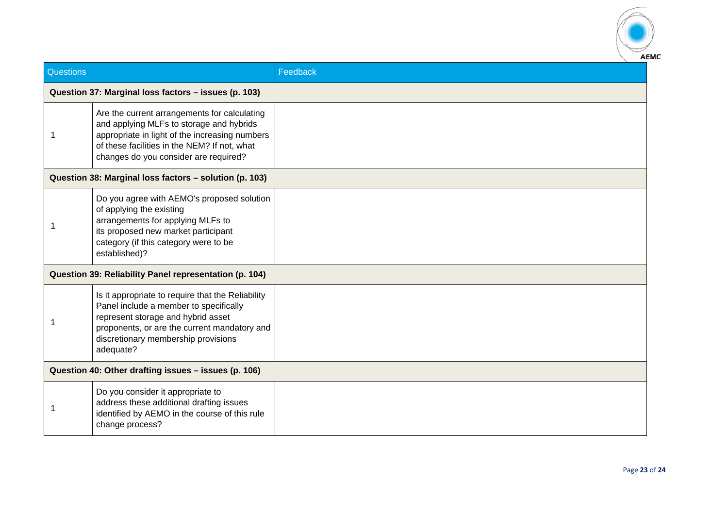| Questions | | Feedback |
|---|---|---|
| **Question 37: Marginal loss factors – issues (p. 103)** | | |
| 1 | Are the current arrangements for calculating and applying MLFs to storage and hybrids appropriate in light of the increasing numbers of these facilities in the NEM? If not, what changes do you consider are required? | |
| **Question 38: Marginal loss factors – solution (p. 103)** | | |
| 1 | Do you agree with AEMO's proposed solution of applying the existing arrangements for applying MLFs to its proposed new market participant category (if this category were to be established)? | |
| **Question 39: Reliability Panel representation (p. 104)** | | |
| 1 | Is it appropriate to require that the Reliability Panel include a member to specifically represent storage and hybrid asset proponents, or are the current mandatory and discretionary membership provisions adequate? | |
| **Question 40: Other drafting issues – issues (p. 106)** | | |
| 1 | Do you consider it appropriate to address these additional drafting issues identified by AEMO in the course of this rule change process? | |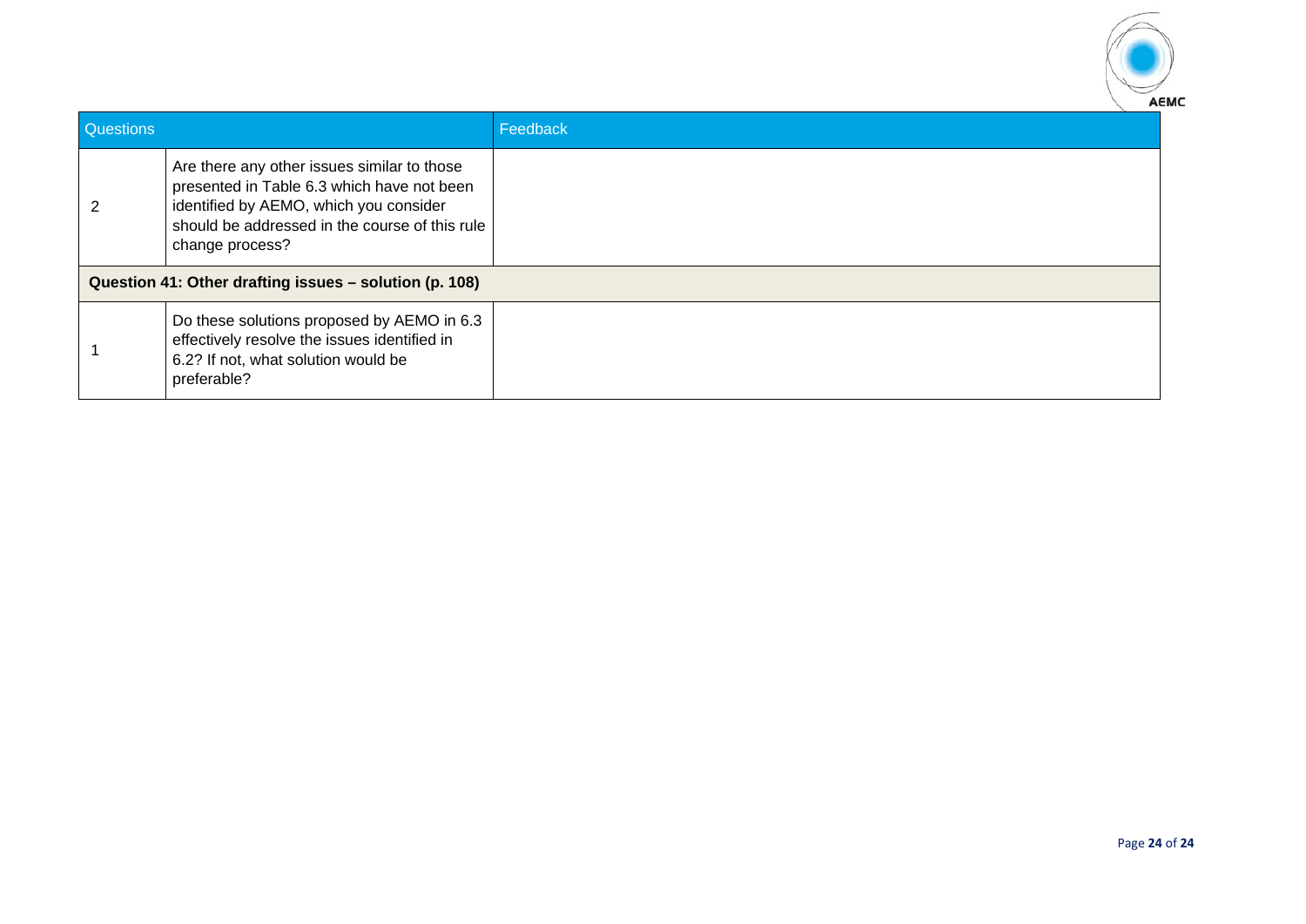| Questions | | Feedback |
| --- | --- | --- |
| 2 | Are there any other issues similar to those presented in Table 6.3 which have not been identified by AEMO, which you consider should be addressed in the course of this rule change process? | |
| **Question 41: Other drafting issues – solution (p. 108)** | | |
| 1 | Do these solutions proposed by AEMO in 6.3 effectively resolve the issues identified in 6.2? If not, what solution would be preferable? | |